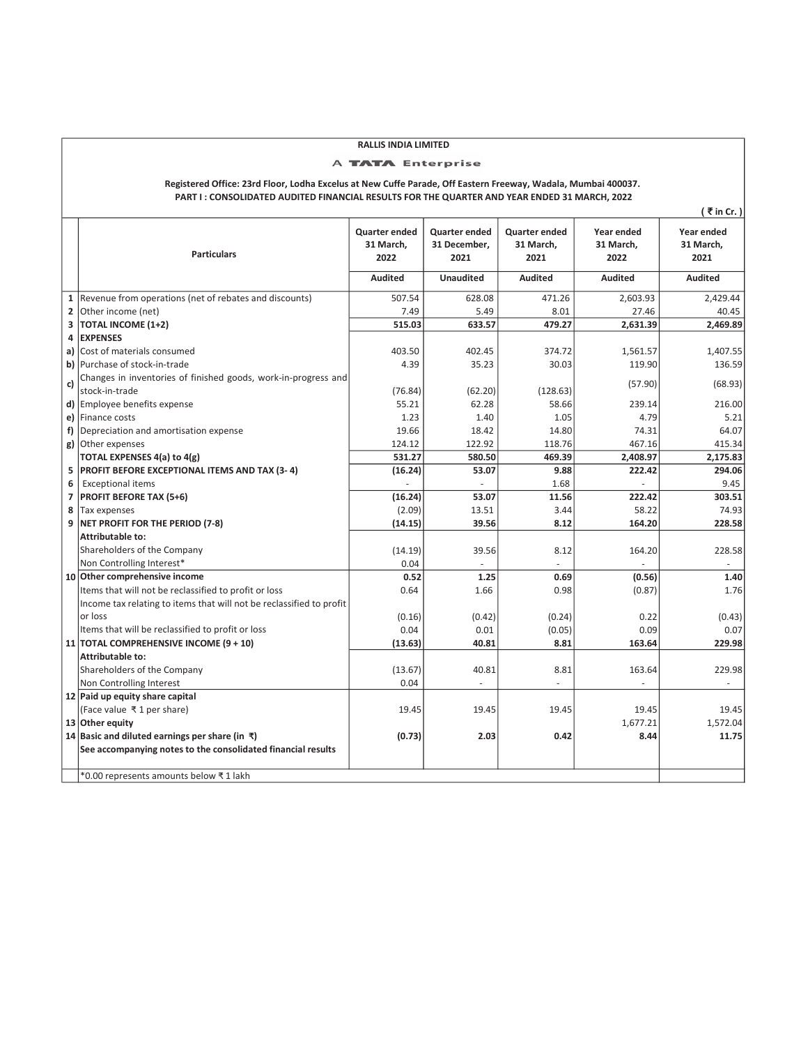**RALLIS INDIA LIMITED**

A **TATA** Enterprise

**Registered Office: 23rd Floor, Lodha Excelus at New Cuffe Parade, Off Eastern Freeway, Wadala, Mumbai 400037.**

**PART I : CONSOLIDATED AUDITED FINANCIAL RESULTS FOR THE QUARTER AND YEAR ENDED 31 MARCH, 2022**

(₹ in Cr.)

| | Particulars | Quarter ended 31 March, 2022 | Quarter ended 31 December, 2021 | Quarter ended 31 March, 2021 | Year ended 31 March, 2022 | Year ended 31 March, 2021 |
|---|---|---|---|---|---|---|
| | | Audited | Unaudited | Audited | Audited | Audited |
| 1 | Revenue from operations (net of rebates and discounts) | 507.54 | 628.08 | 471.26 | 2,603.93 | 2,429.44 |
| 2 | Other income (net) | 7.49 | 5.49 | 8.01 | 27.46 | 40.45 |
| 3 | **TOTAL INCOME (1+2)** | **515.03** | **633.57** | **479.27** | **2,631.39** | **2,469.89** |
| 4 | **EXPENSES** | | | | | |
| a) | Cost of materials consumed | 403.50 | 402.45 | 374.72 | 1,561.57 | 1,407.55 |
| b) | Purchase of stock-in-trade | 4.39 | 35.23 | 30.03 | 119.90 | 136.59 |
| c) | Changes in inventories of finished goods, work-in-progress and stock-in-trade | (76.84) | (62.20) | (128.63) | (57.90) | (68.93) |
| d) | Employee benefits expense | 55.21 | 62.28 | 58.66 | 239.14 | 216.00 |
| e) | Finance costs | 1.23 | 1.40 | 1.05 | 4.79 | 5.21 |
| f) | Depreciation and amortisation expense | 19.66 | 18.42 | 14.80 | 74.31 | 64.07 |
| g) | Other expenses | 124.12 | 122.92 | 118.76 | 467.16 | 415.34 |
| | **TOTAL EXPENSES 4(a) to 4(g)** | **531.27** | **580.50** | **469.39** | **2,408.97** | **2,175.83** |
| 5 | **PROFIT BEFORE EXCEPTIONAL ITEMS AND TAX (3- 4)** | **(16.24)** | **53.07** | **9.88** | **222.42** | **294.06** |
| 6 | Exceptional items | - | - | 1.68 | - | 9.45 |
| 7 | **PROFIT BEFORE TAX (5+6)** | **(16.24)** | **53.07** | **11.56** | **222.42** | **303.51** |
| 8 | Tax expenses | (2.09) | 13.51 | 3.44 | 58.22 | 74.93 |
| 9 | **NET PROFIT FOR THE PERIOD (7-8)** | **(14.15)** | **39.56** | **8.12** | **164.20** | **228.58** |
| | **Attributable to:** | | | | | |
| | Shareholders of the Company | (14.19) | 39.56 | 8.12 | 164.20 | 228.58 |
| | Non Controlling Interest* | 0.04 | - | - | - | - |
| 10 | **Other comprehensive income** | **0.52** | **1.25** | **0.69** | **(0.56)** | **1.40** |
| | Items that will not be reclassified to profit or loss | 0.64 | 1.66 | 0.98 | (0.87) | 1.76 |
| | Income tax relating to items that will not be reclassified to profit or loss | (0.16) | (0.42) | (0.24) | 0.22 | (0.43) |
| | Items that will be reclassified to profit or loss | 0.04 | 0.01 | (0.05) | 0.09 | 0.07 |
| 11 | **TOTAL COMPREHENSIVE INCOME (9 + 10)** | **(13.63)** | **40.81** | **8.81** | **163.64** | **229.98** |
| | **Attributable to:** | | | | | |
| | Shareholders of the Company | (13.67) | 40.81 | 8.81 | 163.64 | 229.98 |
| | Non Controlling Interest | 0.04 | - | - | - | - |
| 12 | **Paid up equity share capital** | | | | | |
| | (Face value ₹ 1 per share) | 19.45 | 19.45 | 19.45 | 19.45 | 19.45 |
| 13 | **Other equity** | | | | 1,677.21 | 1,572.04 |
| 14 | **Basic and diluted earnings per share (in ₹)** | **(0.73)** | **2.03** | **0.42** | **8.44** | **11.75** |
| | **See accompanying notes to the consolidated financial results** | | | | | |
| | *0.00 represents amounts below ₹ 1 lakh | | | | | |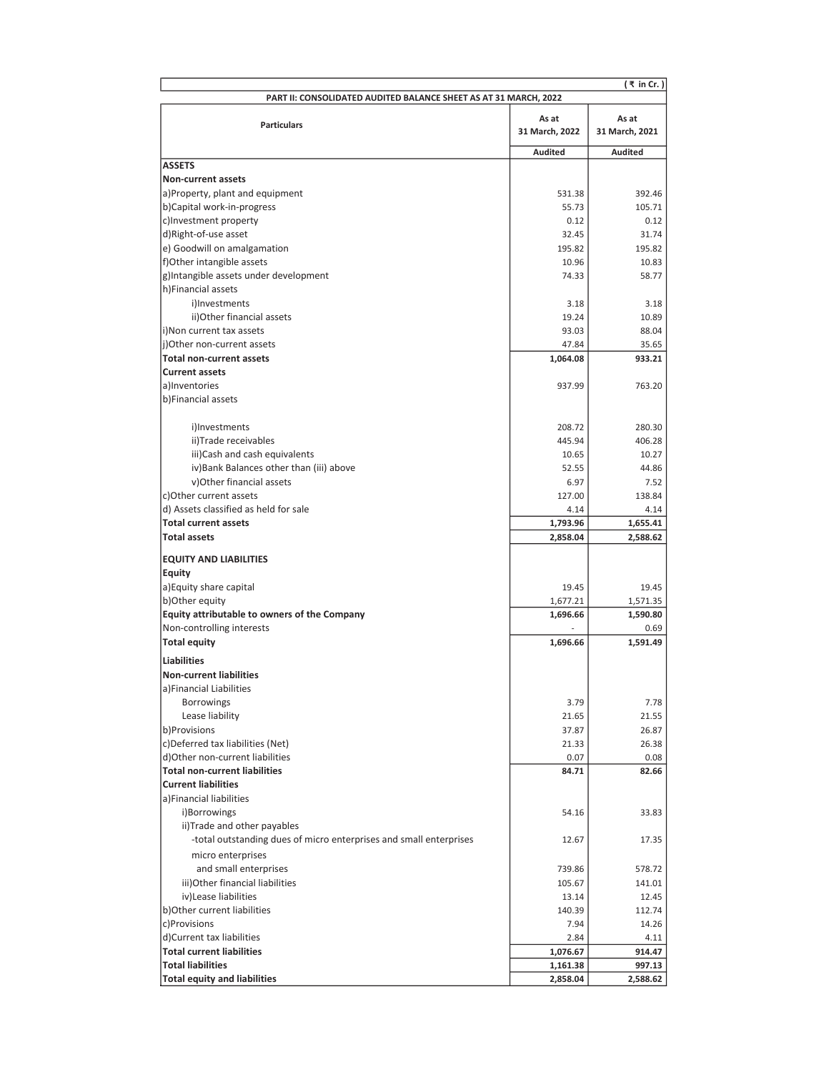(₹ in Cr.)

**PART II: CONSOLIDATED AUDITED BALANCE SHEET AS AT 31 MARCH, 2022**

| Particulars | As at 31 March, 2022 | As at 31 March, 2021 |
|---|---|---|
| | **Audited** | **Audited** |
| **ASSETS** | | |
| **Non-current assets** | | |
| a)Property, plant and equipment | 531.38 | 392.46 |
| b)Capital work-in-progress | 55.73 | 105.71 |
| c)Investment property | 0.12 | 0.12 |
| d)Right-of-use asset | 32.45 | 31.74 |
| e) Goodwill on amalgamation | 195.82 | 195.82 |
| f)Other intangible assets | 10.96 | 10.83 |
| g)Intangible assets under development | 74.33 | 58.77 |
| h)Financial assets | | |
| i)Investments | 3.18 | 3.18 |
| ii)Other financial assets | 19.24 | 10.89 |
| i)Non current tax assets | 93.03 | 88.04 |
| j)Other non-current assets | 47.84 | 35.65 |
| **Total non-current assets** | **1,064.08** | **933.21** |
| **Current assets** | | |
| a)Inventories | 937.99 | 763.20 |
| b)Financial assets | | |
| i)Investments | 208.72 | 280.30 |
| ii)Trade receivables | 445.94 | 406.28 |
| iii)Cash and cash equivalents | 10.65 | 10.27 |
| iv)Bank Balances other than (iii) above | 52.55 | 44.86 |
| v)Other financial assets | 6.97 | 7.52 |
| c)Other current assets | 127.00 | 138.84 |
| d) Assets classified as held for sale | 4.14 | 4.14 |
| **Total current assets** | **1,793.96** | **1,655.41** |
| **Total assets** | **2,858.04** | **2,588.62** |
| **EQUITY AND LIABILITIES** | | |
| **Equity** | | |
| a)Equity share capital | 19.45 | 19.45 |
| b)Other equity | 1,677.21 | 1,571.35 |
| **Equity attributable to owners of the Company** | **1,696.66** | **1,590.80** |
| Non-controlling interests | - | 0.69 |
| **Total equity** | **1,696.66** | **1,591.49** |
| **Liabilities** | | |
| **Non-current liabilities** | | |
| a)Financial Liabilities | | |
| Borrowings | 3.79 | 7.78 |
| Lease liability | 21.65 | 21.55 |
| b)Provisions | 37.87 | 26.87 |
| c)Deferred tax liabilities (Net) | 21.33 | 26.38 |
| d)Other non-current liabilities | 0.07 | 0.08 |
| **Total non-current liabilities** | **84.71** | **82.66** |
| **Current liabilities** | | |
| a)Financial liabilities | | |
| i)Borrowings | 54.16 | 33.83 |
| ii)Trade and other payables | | |
| -total outstanding dues of micro enterprises and small enterprises | 12.67 | 17.35 |
| micro enterprises and small enterprises | 739.86 | 578.72 |
| iii)Other financial liabilities | 105.67 | 141.01 |
| iv)Lease liabilities | 13.14 | 12.45 |
| b)Other current liabilities | 140.39 | 112.74 |
| c)Provisions | 7.94 | 14.26 |
| d)Current tax liabilities | 2.84 | 4.11 |
| **Total current liabilities** | **1,076.67** | **914.47** |
| **Total liabilities** | **1,161.38** | **997.13** |
| **Total equity and liabilities** | **2,858.04** | **2,588.62** |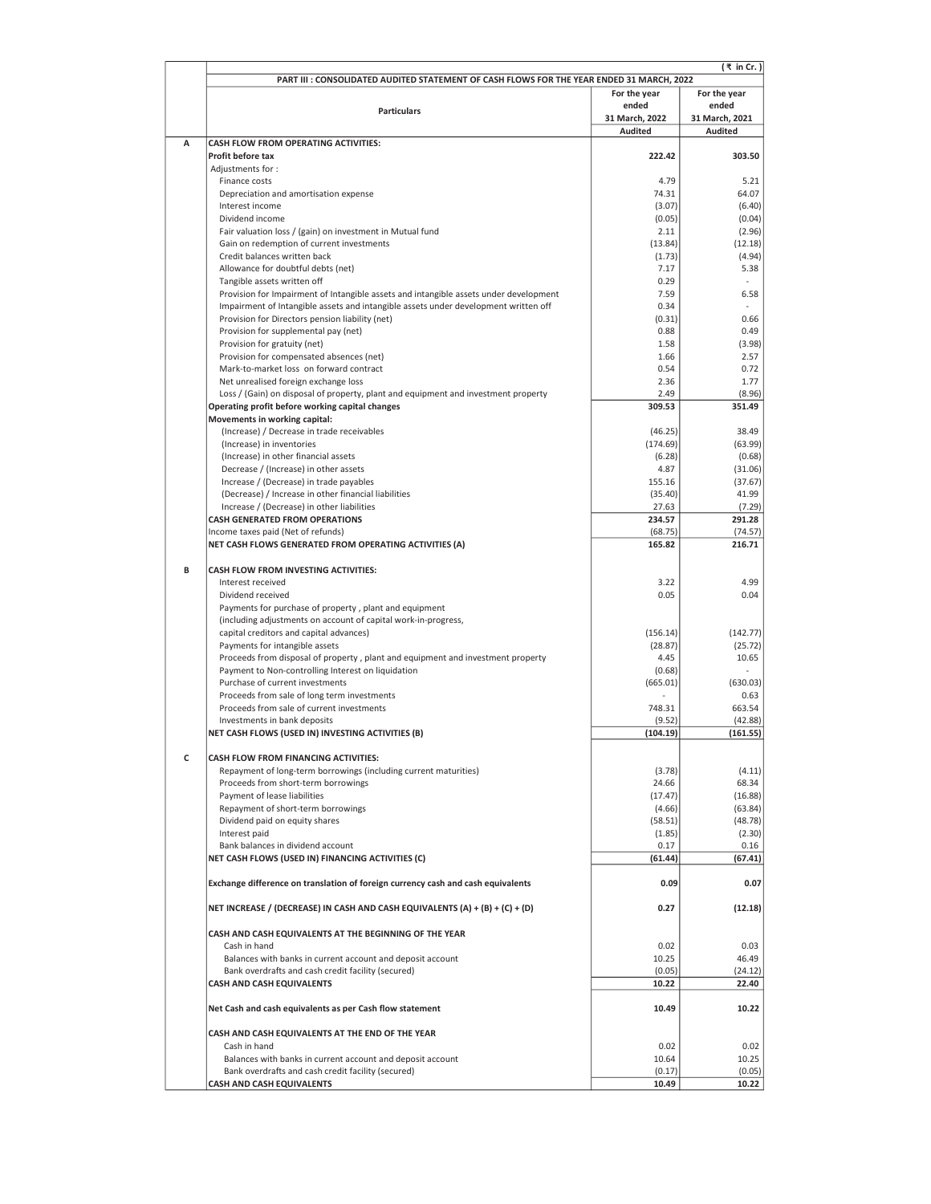(₹ in Cr.)

| | PART III : CONSOLIDATED AUDITED STATEMENT OF CASH FLOWS FOR THE YEAR ENDED 31 MARCH, 2022 | | |
|---|---|---|---|
| | **Particulars** | **For the year ended 31 March, 2022** | **For the year ended 31 March, 2021** |
| | | **Audited** | **Audited** |
| **A** | **CASH FLOW FROM OPERATING ACTIVITIES:** | | |
| | **Profit before tax** | **222.42** | **303.50** |
| | Adjustments for : | | |
| | Finance costs | 4.79 | 5.21 |
| | Depreciation and amortisation expense | 74.31 | 64.07 |
| | Interest income | (3.07) | (6.40) |
| | Dividend income | (0.05) | (0.04) |
| | Fair valuation loss / (gain) on investment in Mutual fund | 2.11 | (2.96) |
| | Gain on redemption of current investments | (13.84) | (12.18) |
| | Credit balances written back | (1.73) | (4.94) |
| | Allowance for doubtful debts (net) | 7.17 | 5.38 |
| | Tangible assets written off | 0.29 | - |
| | Provision for Impairment of Intangible assets and intangible assets under development | 7.59 | 6.58 |
| | Impairment of Intangible assets and intangible assets under development written off | 0.34 | - |
| | Provision for Directors pension liability (net) | (0.31) | 0.66 |
| | Provision for supplemental pay (net) | 0.88 | 0.49 |
| | Provision for gratuity (net) | 1.58 | (3.98) |
| | Provision for compensated absences (net) | 1.66 | 2.57 |
| | Mark-to-market loss on forward contract | 0.54 | 0.72 |
| | Net unrealised foreign exchange loss | 2.36 | 1.77 |
| | Loss / (Gain) on disposal of property, plant and equipment and investment property | 2.49 | (8.96) |
| | **Operating profit before working capital changes** | **309.53** | **351.49** |
| | **Movements in working capital:** | | |
| | (Increase) / Decrease in trade receivables | (46.25) | 38.49 |
| | (Increase) in inventories | (174.69) | (63.99) |
| | (Increase) in other financial assets | (6.28) | (0.68) |
| | Decrease / (Increase) in other assets | 4.87 | (31.06) |
| | Increase / (Decrease) in trade payables | 155.16 | (37.67) |
| | (Decrease) / Increase in other financial liabilities | (35.40) | 41.99 |
| | Increase / (Decrease) in other liabilities | 27.63 | (7.29) |
| | **CASH GENERATED FROM OPERATIONS** | **234.57** | **291.28** |
| | Income taxes paid (Net of refunds) | (68.75) | (74.57) |
| | **NET CASH FLOWS GENERATED FROM OPERATING ACTIVITIES (A)** | **165.82** | **216.71** |
| **B** | **CASH FLOW FROM INVESTING ACTIVITIES:** | | |
| | Interest received | 3.22 | 4.99 |
| | Dividend received | 0.05 | 0.04 |
| | Payments for purchase of property , plant and equipment (including adjustments on account of capital work-in-progress, capital creditors and capital advances) | (156.14) | (142.77) |
| | Payments for intangible assets | (28.87) | (25.72) |
| | Proceeds from disposal of property , plant and equipment and investment property | 4.45 | 10.65 |
| | Payment to Non-controlling Interest on liquidation | (0.68) | - |
| | Purchase of current investments | (665.01) | (630.03) |
| | Proceeds from sale of long term investments | - | 0.63 |
| | Proceeds from sale of current investments | 748.31 | 663.54 |
| | Investments in bank deposits | (9.52) | (42.88) |
| | **NET CASH FLOWS (USED IN) INVESTING ACTIVITIES (B)** | **(104.19)** | **(161.55)** |
| **C** | **CASH FLOW FROM FINANCING ACTIVITIES:** | | |
| | Repayment of long-term borrowings (including current maturities) | (3.78) | (4.11) |
| | Proceeds from short-term borrowings | 24.66 | 68.34 |
| | Payment of lease liabilities | (17.47) | (16.88) |
| | Repayment of short-term borrowings | (4.66) | (63.84) |
| | Dividend paid on equity shares | (58.51) | (48.78) |
| | Interest paid | (1.85) | (2.30) |
| | Bank balances in dividend account | 0.17 | 0.16 |
| | **NET CASH FLOWS (USED IN) FINANCING ACTIVITIES (C)** | **(61.44)** | **(67.41)** |
| | **Exchange difference on translation of foreign currency cash and cash equivalents** | **0.09** | **0.07** |
| | **NET INCREASE / (DECREASE) IN CASH AND CASH EQUIVALENTS (A) + (B) + (C) + (D)** | **0.27** | **(12.18)** |
| | **CASH AND CASH EQUIVALENTS AT THE BEGINNING OF THE YEAR** | | |
| | Cash in hand | 0.02 | 0.03 |
| | Balances with banks in current account and deposit account | 10.25 | 46.49 |
| | Bank overdrafts and cash credit facility (secured) | (0.05) | (24.12) |
| | **CASH AND CASH EQUIVALENTS** | **10.22** | **22.40** |
| | **Net Cash and cash equivalents as per Cash flow statement** | **10.49** | **10.22** |
| | **CASH AND CASH EQUIVALENTS AT THE END OF THE YEAR** | | |
| | Cash in hand | 0.02 | 0.02 |
| | Balances with banks in current account and deposit account | 10.64 | 10.25 |
| | Bank overdrafts and cash credit facility (secured) | (0.17) | (0.05) |
| | **CASH AND CASH EQUIVALENTS** | **10.49** | **10.22** |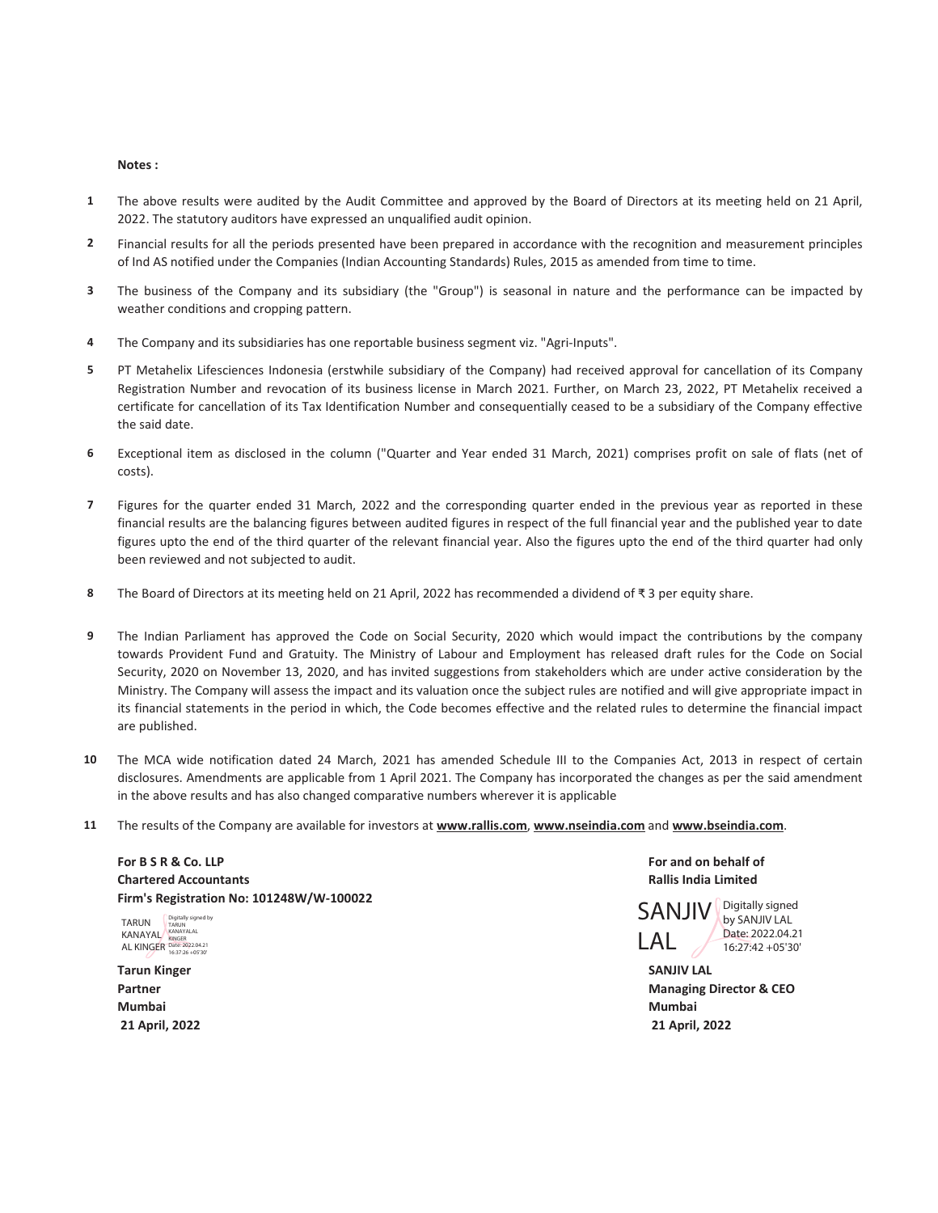**Notes :**

1. The above results were audited by the Audit Committee and approved by the Board of Directors at its meeting held on 21 April, 2022. The statutory auditors have expressed an unqualified audit opinion.
2. Financial results for all the periods presented have been prepared in accordance with the recognition and measurement principles of Ind AS notified under the Companies (Indian Accounting Standards) Rules, 2015 as amended from time to time.
3. The business of the Company and its subsidiary (the "Group") is seasonal in nature and the performance can be impacted by weather conditions and cropping pattern.
4. The Company and its subsidiaries has one reportable business segment viz. "Agri-Inputs".
5. PT Metahelix Lifesciences Indonesia (erstwhile subsidiary of the Company) had received approval for cancellation of its Company Registration Number and revocation of its business license in March 2021. Further, on March 23, 2022, PT Metahelix received a certificate for cancellation of its Tax Identification Number and consequentially ceased to be a subsidiary of the Company effective the said date.
6. Exceptional item as disclosed in the column ("Quarter and Year ended 31 March, 2021) comprises profit on sale of flats (net of costs).
7. Figures for the quarter ended 31 March, 2022 and the corresponding quarter ended in the previous year as reported in these financial results are the balancing figures between audited figures in respect of the full financial year and the published year to date figures upto the end of the third quarter of the relevant financial year. Also the figures upto the end of the third quarter had only been reviewed and not subjected to audit.
8. The Board of Directors at its meeting held on 21 April, 2022 has recommended a dividend of ₹ 3 per equity share.
9. The Indian Parliament has approved the Code on Social Security, 2020 which would impact the contributions by the company towards Provident Fund and Gratuity. The Ministry of Labour and Employment has released draft rules for the Code on Social Security, 2020 on November 13, 2020, and has invited suggestions from stakeholders which are under active consideration by the Ministry. The Company will assess the impact and its valuation once the subject rules are notified and will give appropriate impact in its financial statements in the period in which, the Code becomes effective and the related rules to determine the financial impact are published.
10. The MCA wide notification dated 24 March, 2021 has amended Schedule III to the Companies Act, 2013 in respect of certain disclosures. Amendments are applicable from 1 April 2021. The Company has incorporated the changes as per the said amendment in the above results and has also changed comparative numbers wherever it is applicable
11. The results of the Company are available for investors at **www.rallis.com**, **www.nseindia.com** and **www.bseindia.com**.

**For B S R & Co. LLP**
**Chartered Accountants**
**Firm's Registration No: 101248W/W-100022**

TARUN KANAYALAL KINGER Digitally signed by TARUN KANAYALAL KINGER Date: 2022.04.21 16:37:26 +05'30'

**Tarun Kinger**
**Partner**
**Mumbai**
**21 April, 2022**

**For and on behalf of**
**Rallis India Limited**

SANJIV LAL Digitally signed by SANJIV LAL Date: 2022.04.21 16:27:42 +05'30'

**SANJIV LAL**
**Managing Director & CEO**
**Mumbai**
**21 April, 2022**